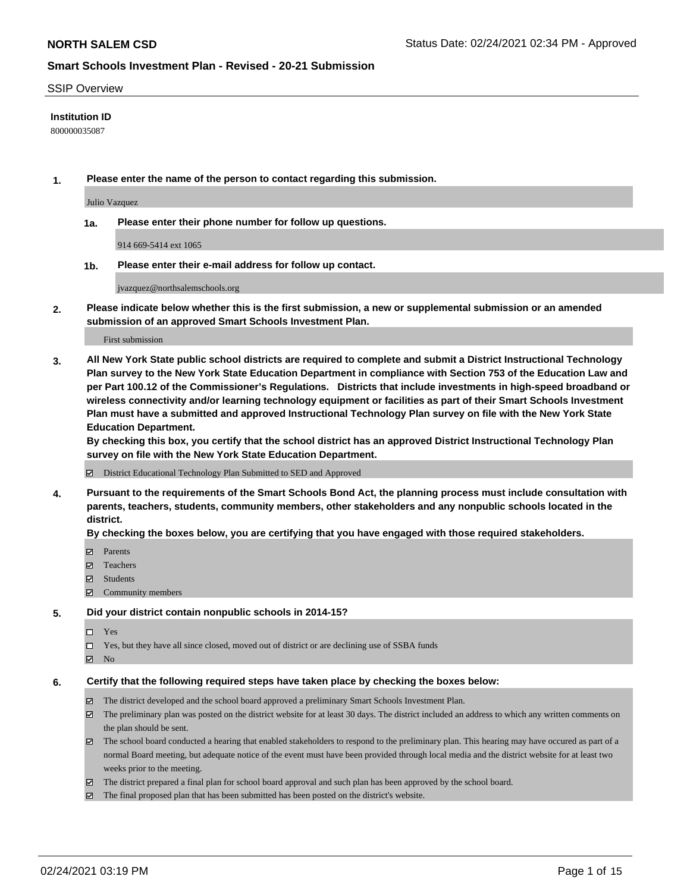SSIP Overview

**Institution ID**

800000035087

**1. Please enter the name of the person to contact regarding this submission.**

Julio Vazquez

**1a. Please enter their phone number for follow up questions.**

914 669-5414 ext 1065

**1b. Please enter their e-mail address for follow up contact.**

jvazquez@northsalemschools.org

**2. Please indicate below whether this is the first submission, a new or supplemental submission or an amended submission of an approved Smart Schools Investment Plan.**

First submission

**3. All New York State public school districts are required to complete and submit a District Instructional Technology Plan survey to the New York State Education Department in compliance with Section 753 of the Education Law and per Part 100.12 of the Commissioner's Regulations. Districts that include investments in high-speed broadband or wireless connectivity and/or learning technology equipment or facilities as part of their Smart Schools Investment Plan must have a submitted and approved Instructional Technology Plan survey on file with the New York State Education Department.**

**By checking this box, you certify that the school district has an approved District Instructional Technology Plan survey on file with the New York State Education Department.**

- [x] District Educational Technology Plan Submitted to SED and Approved

**4. Pursuant to the requirements of the Smart Schools Bond Act, the planning process must include consultation with parents, teachers, students, community members, other stakeholders and any nonpublic schools located in the district.**

**By checking the boxes below, you are certifying that you have engaged with those required stakeholders.**

- [x] Parents
- [x] Teachers
- [x] Students
- [x] Community members

**5. Did your district contain nonpublic schools in 2014-15?**

- [ ] Yes
- [ ] Yes, but they have all since closed, moved out of district or are declining use of SSBA funds
- [x] No

**6. Certify that the following required steps have taken place by checking the boxes below:**

- [x] The district developed and the school board approved a preliminary Smart Schools Investment Plan.
- [x] The preliminary plan was posted on the district website for at least 30 days. The district included an address to which any written comments on the plan should be sent.
- [x] The school board conducted a hearing that enabled stakeholders to respond to the preliminary plan. This hearing may have occured as part of a normal Board meeting, but adequate notice of the event must have been provided through local media and the district website for at least two weeks prior to the meeting.
- [x] The district prepared a final plan for school board approval and such plan has been approved by the school board.
- [x] The final proposed plan that has been submitted has been posted on the district's website.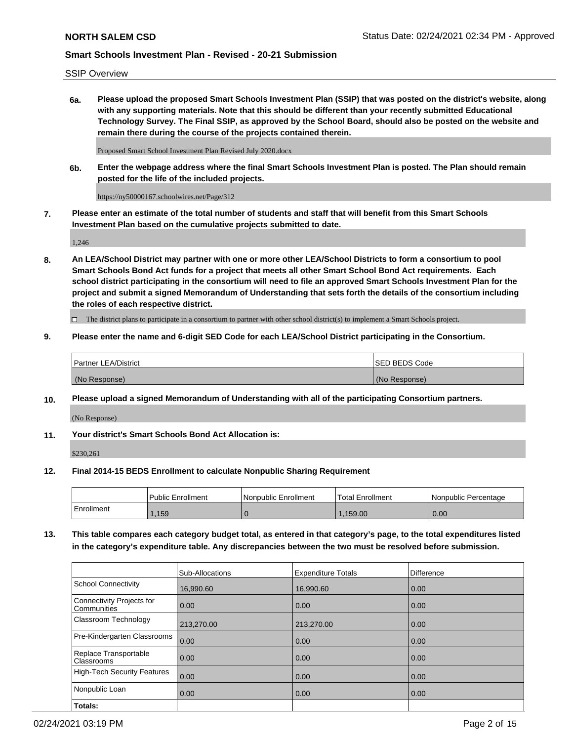SSIP Overview

**6a. Please upload the proposed Smart Schools Investment Plan (SSIP) that was posted on the district's website, along with any supporting materials. Note that this should be different than your recently submitted Educational Technology Survey. The Final SSIP, as approved by the School Board, should also be posted on the website and remain there during the course of the projects contained therein.**

Proposed Smart School Investment Plan Revised July 2020.docx

**6b. Enter the webpage address where the final Smart Schools Investment Plan is posted. The Plan should remain posted for the life of the included projects.**

https://ny50000167.schoolwires.net/Page/312

**7. Please enter an estimate of the total number of students and staff that will benefit from this Smart Schools Investment Plan based on the cumulative projects submitted to date.**

1,246

**8. An LEA/School District may partner with one or more other LEA/School Districts to form a consortium to pool Smart Schools Bond Act funds for a project that meets all other Smart School Bond Act requirements. Each school district participating in the consortium will need to file an approved Smart Schools Investment Plan for the project and submit a signed Memorandum of Understanding that sets forth the details of the consortium including the roles of each respective district.**

☐ The district plans to participate in a consortium to partner with other school district(s) to implement a Smart Schools project.

**9. Please enter the name and 6-digit SED Code for each LEA/School District participating in the Consortium.**

| Partner LEA/District | SED BEDS Code |
|---|---|
| (No Response) | (No Response) |

**10. Please upload a signed Memorandum of Understanding with all of the participating Consortium partners.**

(No Response)

**11. Your district's Smart Schools Bond Act Allocation is:**

$230,261

**12. Final 2014-15 BEDS Enrollment to calculate Nonpublic Sharing Requirement**

| | Public Enrollment | Nonpublic Enrollment | Total Enrollment | Nonpublic Percentage |
|---|---|---|---|---|
| Enrollment | 1,159 | 0 | 1,159.00 | 0.00 |

**13. This table compares each category budget total, as entered in that category's page, to the total expenditures listed in the category's expenditure table. Any discrepancies between the two must be resolved before submission.**

| | Sub-Allocations | Expenditure Totals | Difference |
|---|---|---|---|
| School Connectivity | 16,990.60 | 16,990.60 | 0.00 |
| Connectivity Projects for Communities | 0.00 | 0.00 | 0.00 |
| Classroom Technology | 213,270.00 | 213,270.00 | 0.00 |
| Pre-Kindergarten Classrooms | 0.00 | 0.00 | 0.00 |
| Replace Transportable Classrooms | 0.00 | 0.00 | 0.00 |
| High-Tech Security Features | 0.00 | 0.00 | 0.00 |
| Nonpublic Loan | 0.00 | 0.00 | 0.00 |
| **Totals:** | | | |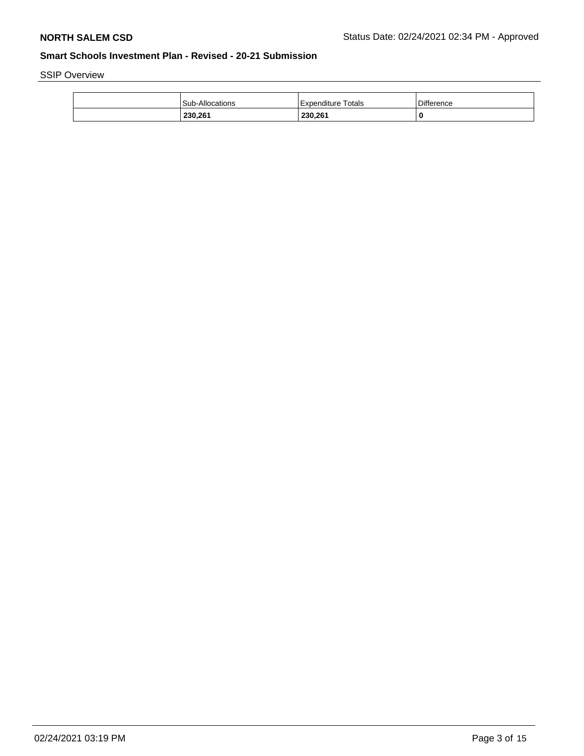SSIP Overview

| | Sub-Allocations | Expenditure Totals | Difference |
|---|---|---|---|
| | **230,261** | **230,261** | **0** |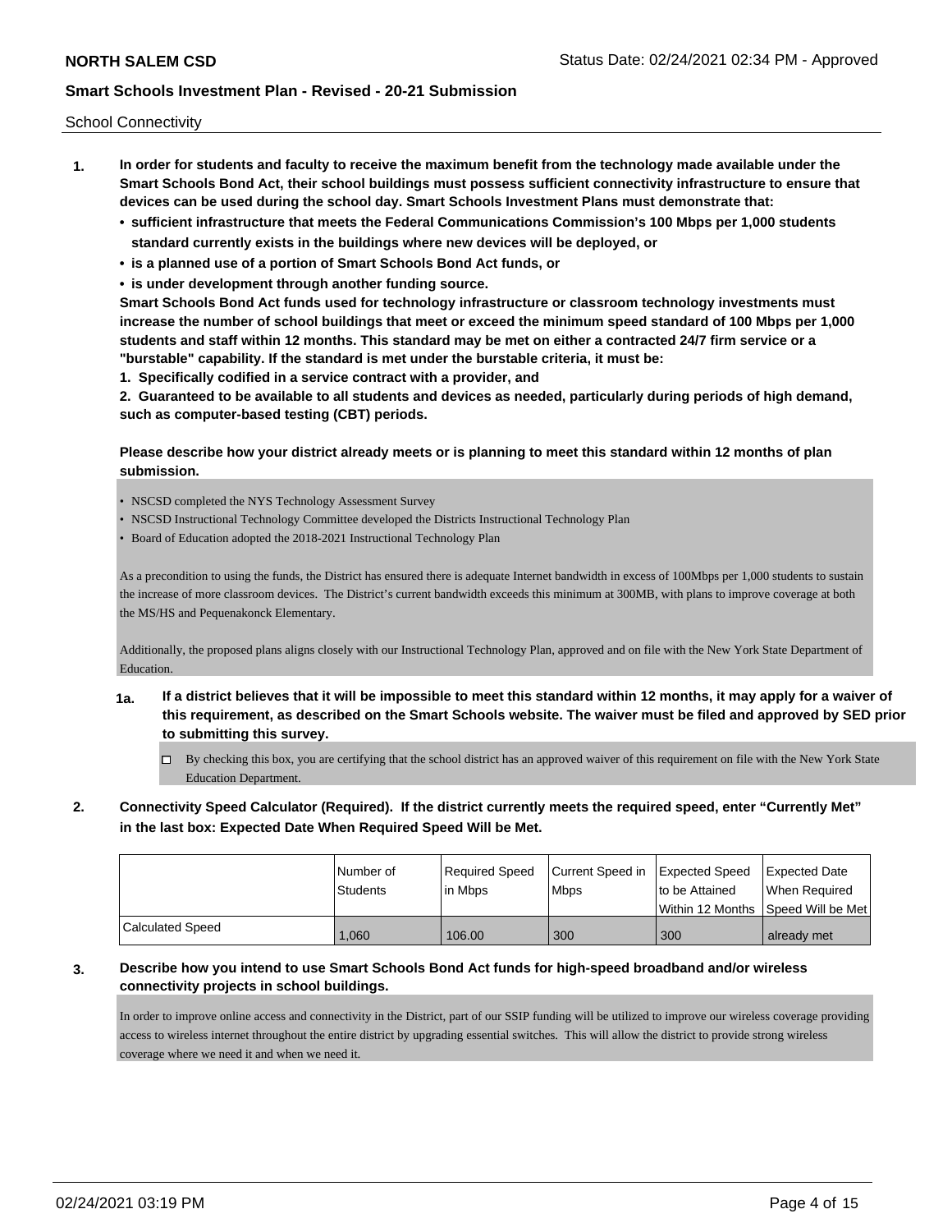School Connectivity

1. **In order for students and faculty to receive the maximum benefit from the technology made available under the Smart Schools Bond Act, their school buildings must possess sufficient connectivity infrastructure to ensure that devices can be used during the school day. Smart Schools Investment Plans must demonstrate that:**
   - **sufficient infrastructure that meets the Federal Communications Commission's 100 Mbps per 1,000 students standard currently exists in the buildings where new devices will be deployed, or**
   - **is a planned use of a portion of Smart Schools Bond Act funds, or**
   - **is under development through another funding source.**

   **Smart Schools Bond Act funds used for technology infrastructure or classroom technology investments must increase the number of school buildings that meet or exceed the minimum speed standard of 100 Mbps per 1,000 students and staff within 12 months. This standard may be met on either a contracted 24/7 firm service or a "burstable" capability. If the standard is met under the burstable criteria, it must be:**

   **1. Specifically codified in a service contract with a provider, and**

   **2. Guaranteed to be available to all students and devices as needed, particularly during periods of high demand, such as computer-based testing (CBT) periods.**

   **Please describe how your district already meets or is planning to meet this standard within 12 months of plan submission.**

   - NSCSD completed the NYS Technology Assessment Survey
   - NSCSD Instructional Technology Committee developed the Districts Instructional Technology Plan
   - Board of Education adopted the 2018-2021 Instructional Technology Plan

   As a precondition to using the funds, the District has ensured there is adequate Internet bandwidth in excess of 100Mbps per 1,000 students to sustain the increase of more classroom devices. The District's current bandwidth exceeds this minimum at 300MB, with plans to improve coverage at both the MS/HS and Pequenakonck Elementary.

   Additionally, the proposed plans aligns closely with our Instructional Technology Plan, approved and on file with the New York State Department of Education.

   **1a. If a district believes that it will be impossible to meet this standard within 12 months, it may apply for a waiver of this requirement, as described on the Smart Schools website. The waiver must be filed and approved by SED prior to submitting this survey.**

   - [ ] By checking this box, you are certifying that the school district has an approved waiver of this requirement on file with the New York State Education Department.

2. **Connectivity Speed Calculator (Required). If the district currently meets the required speed, enter "Currently Met" in the last box: Expected Date When Required Speed Will be Met.**

| | Number of Students | Required Speed in Mbps | Current Speed in Mbps | Expected Speed to be Attained Within 12 Months | Expected Date When Required Speed Will be Met |
|---|---|---|---|---|---|
| Calculated Speed | 1,060 | 106.00 | 300 | 300 | already met |

3. **Describe how you intend to use Smart Schools Bond Act funds for high-speed broadband and/or wireless connectivity projects in school buildings.**

   In order to improve online access and connectivity in the District, part of our SSIP funding will be utilized to improve our wireless coverage providing access to wireless internet throughout the entire district by upgrading essential switches. This will allow the district to provide strong wireless coverage where we need it and when we need it.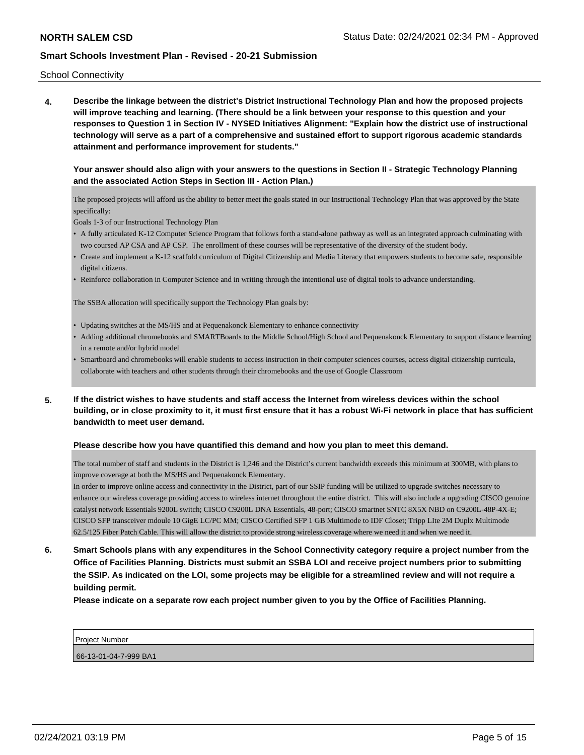School Connectivity

**4. Describe the linkage between the district's District Instructional Technology Plan and how the proposed projects will improve teaching and learning. (There should be a link between your response to this question and your responses to Question 1 in Section IV - NYSED Initiatives Alignment: "Explain how the district use of instructional technology will serve as a part of a comprehensive and sustained effort to support rigorous academic standards attainment and performance improvement for students."**

**Your answer should also align with your answers to the questions in Section II - Strategic Technology Planning and the associated Action Steps in Section III - Action Plan.)**

The proposed projects will afford us the ability to better meet the goals stated in our Instructional Technology Plan that was approved by the State specifically:

Goals 1-3 of our Instructional Technology Plan

- A fully articulated K-12 Computer Science Program that follows forth a stand-alone pathway as well as an integrated approach culminating with two coursed AP CSA and AP CSP. The enrollment of these courses will be representative of the diversity of the student body.
- Create and implement a K-12 scaffold curriculum of Digital Citizenship and Media Literacy that empowers students to become safe, responsible digital citizens.
- Reinforce collaboration in Computer Science and in writing through the intentional use of digital tools to advance understanding.

The SSBA allocation will specifically support the Technology Plan goals by:

- Updating switches at the MS/HS and at Pequenakonck Elementary to enhance connectivity
- Adding additional chromebooks and SMARTBoards to the Middle School/High School and Pequenakonck Elementary to support distance learning in a remote and/or hybrid model
- Smartboard and chromebooks will enable students to access instruction in their computer sciences courses, access digital citizenship curricula, collaborate with teachers and other students through their chromebooks and the use of Google Classroom

**5. If the district wishes to have students and staff access the Internet from wireless devices within the school building, or in close proximity to it, it must first ensure that it has a robust Wi-Fi network in place that has sufficient bandwidth to meet user demand.**

**Please describe how you have quantified this demand and how you plan to meet this demand.**

The total number of staff and students in the District is 1,246 and the District's current bandwidth exceeds this minimum at 300MB, with plans to improve coverage at both the MS/HS and Pequenakonck Elementary.

In order to improve online access and connectivity in the District, part of our SSIP funding will be utilized to upgrade switches necessary to enhance our wireless coverage providing access to wireless internet throughout the entire district. This will also include a upgrading CISCO genuine catalyst network Essentials 9200L switch; CISCO C9200L DNA Essentials, 48-port; CISCO smartnet SNTC 8X5X NBD on C9200L-48P-4X-E; CISCO SFP transceiver mdoule 10 GigE LC/PC MM; CISCO Certified SFP 1 GB Multimode to IDF Closet; Tripp LIte 2M Duplx Multimode 62.5/125 Fiber Patch Cable. This will allow the district to provide strong wireless coverage where we need it and when we need it.

**6. Smart Schools plans with any expenditures in the School Connectivity category require a project number from the Office of Facilities Planning. Districts must submit an SSBA LOI and receive project numbers prior to submitting the SSIP. As indicated on the LOI, some projects may be eligible for a streamlined review and will not require a building permit.**

**Please indicate on a separate row each project number given to you by the Office of Facilities Planning.**

| Project Number |
| --- |
| 66-13-01-04-7-999 BA1 |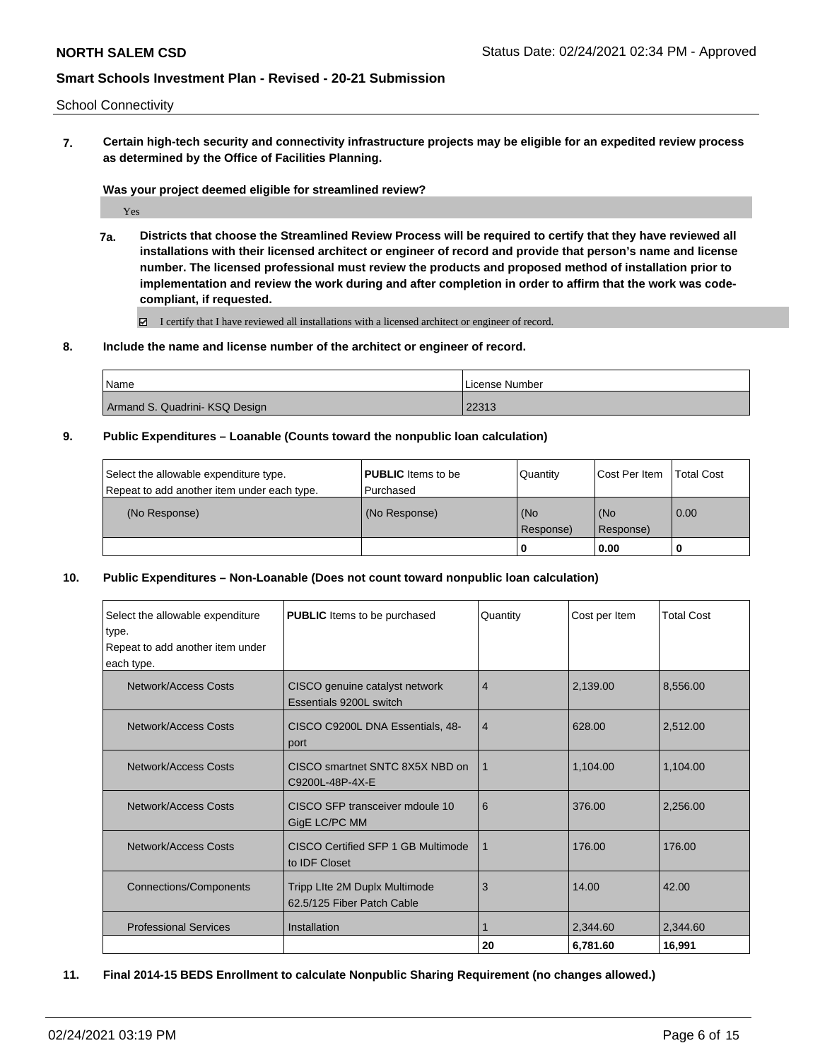School Connectivity

**7. Certain high-tech security and connectivity infrastructure projects may be eligible for an expedited review process as determined by the Office of Facilities Planning.**

**Was your project deemed eligible for streamlined review?**

Yes

**7a. Districts that choose the Streamlined Review Process will be required to certify that they have reviewed all installations with their licensed architect or engineer of record and provide that person's name and license number. The licensed professional must review the products and proposed method of installation prior to implementation and review the work during and after completion in order to affirm that the work was code-compliant, if requested.**

☑ I certify that I have reviewed all installations with a licensed architect or engineer of record.

**8. Include the name and license number of the architect or engineer of record.**

| Name | License Number |
|---|---|
| Armand S. Quadrini- KSQ Design | 22313 |

**9. Public Expenditures – Loanable (Counts toward the nonpublic loan calculation)**

| Select the allowable expenditure type. Repeat to add another item under each type. | **PUBLIC** Items to be Purchased | Quantity | Cost Per Item | Total Cost |
|---|---|---|---|---|
| (No Response) | (No Response) | (No Response) | (No Response) | 0.00 |
| | | **0** | **0.00** | **0** |

**10. Public Expenditures – Non-Loanable (Does not count toward nonpublic loan calculation)**

| Select the allowable expenditure type. Repeat to add another item under each type. | **PUBLIC** Items to be purchased | Quantity | Cost per Item | Total Cost |
|---|---|---|---|---|
| Network/Access Costs | CISCO genuine catalyst network Essentials 9200L switch | 4 | 2,139.00 | 8,556.00 |
| Network/Access Costs | CISCO C9200L DNA Essentials, 48-port | 4 | 628.00 | 2,512.00 |
| Network/Access Costs | CISCO smartnet SNTC 8X5X NBD on C9200L-48P-4X-E | 1 | 1,104.00 | 1,104.00 |
| Network/Access Costs | CISCO SFP transceiver mdoule 10 GigE LC/PC MM | 6 | 376.00 | 2,256.00 |
| Network/Access Costs | CISCO Certified SFP 1 GB Multimode to IDF Closet | 1 | 176.00 | 176.00 |
| Connections/Components | Tripp LIte 2M Duplx Multimode 62.5/125 Fiber Patch Cable | 3 | 14.00 | 42.00 |
| Professional Services | Installation | 1 | 2,344.60 | 2,344.60 |
| | | **20** | **6,781.60** | **16,991** |

**11. Final 2014-15 BEDS Enrollment to calculate Nonpublic Sharing Requirement (no changes allowed.)**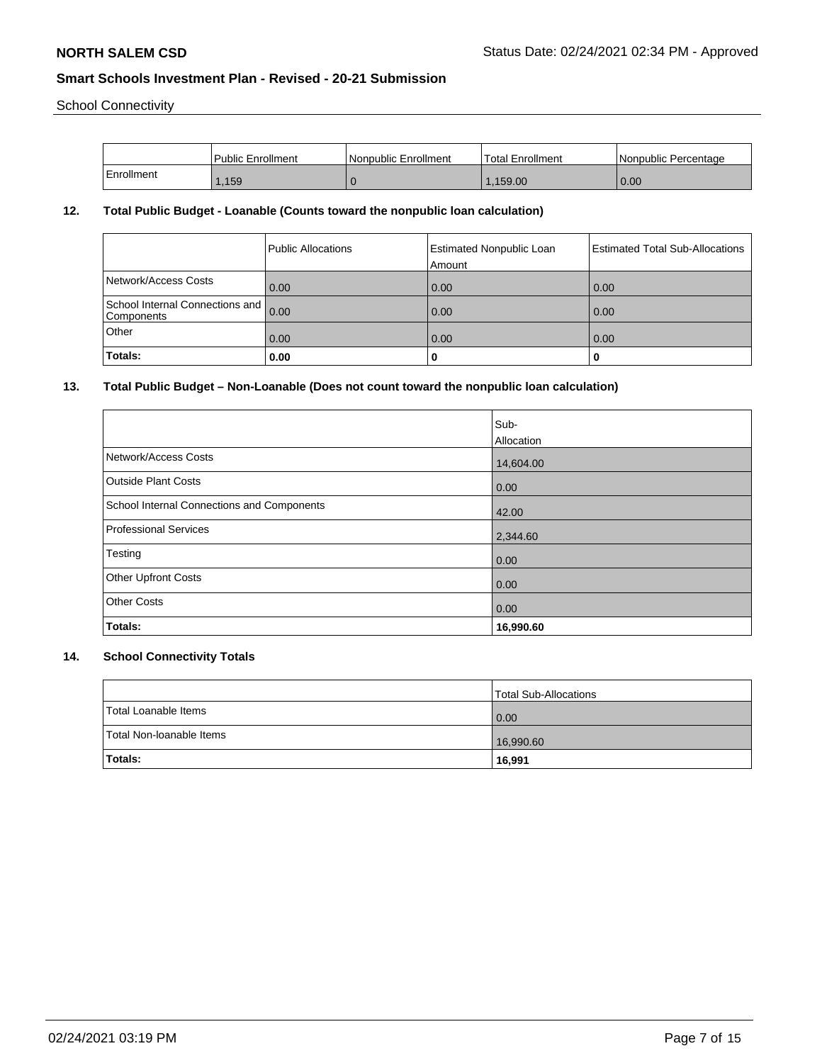School Connectivity

| | Public Enrollment | Nonpublic Enrollment | Total Enrollment | Nonpublic Percentage |
|---|---|---|---|---|
| Enrollment | 1,159 | 0 | 1,159.00 | 0.00 |

## 12. Total Public Budget - Loanable (Counts toward the nonpublic loan calculation)

| | Public Allocations | Estimated Nonpublic Loan Amount | Estimated Total Sub-Allocations |
|---|---|---|---|
| Network/Access Costs | 0.00 | 0.00 | 0.00 |
| School Internal Connections and Components | 0.00 | 0.00 | 0.00 |
| Other | 0.00 | 0.00 | 0.00 |
| **Totals:** | **0.00** | **0** | **0** |

## 13. Total Public Budget – Non-Loanable (Does not count toward the nonpublic loan calculation)

| | Sub-Allocation |
|---|---|
| Network/Access Costs | 14,604.00 |
| Outside Plant Costs | 0.00 |
| School Internal Connections and Components | 42.00 |
| Professional Services | 2,344.60 |
| Testing | 0.00 |
| Other Upfront Costs | 0.00 |
| Other Costs | 0.00 |
| **Totals:** | **16,990.60** |

## 14. School Connectivity Totals

| | Total Sub-Allocations |
|---|---|
| Total Loanable Items | 0.00 |
| Total Non-loanable Items | 16,990.60 |
| **Totals:** | **16,991** |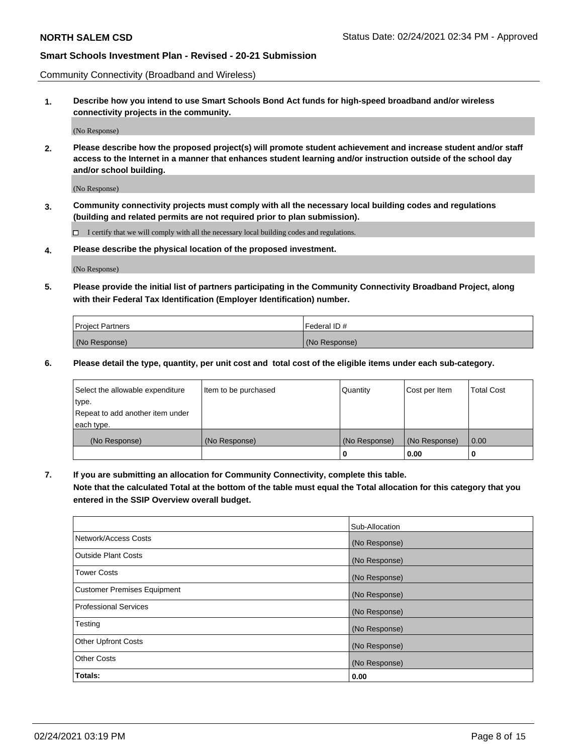Community Connectivity (Broadband and Wireless)

**1. Describe how you intend to use Smart Schools Bond Act funds for high-speed broadband and/or wireless connectivity projects in the community.**

(No Response)

**2. Please describe how the proposed project(s) will promote student achievement and increase student and/or staff access to the Internet in a manner that enhances student learning and/or instruction outside of the school day and/or school building.**

(No Response)

**3. Community connectivity projects must comply with all the necessary local building codes and regulations (building and related permits are not required prior to plan submission).**

☐ I certify that we will comply with all the necessary local building codes and regulations.

**4. Please describe the physical location of the proposed investment.**

(No Response)

**5. Please provide the initial list of partners participating in the Community Connectivity Broadband Project, along with their Federal Tax Identification (Employer Identification) number.**

| Project Partners | Federal ID # |
| --- | --- |
| (No Response) | (No Response) |

**6. Please detail the type, quantity, per unit cost and total cost of the eligible items under each sub-category.**

| Select the allowable expenditure type. Repeat to add another item under each type. | Item to be purchased | Quantity | Cost per Item | Total Cost |
| --- | --- | --- | --- | --- |
| (No Response) | (No Response) | (No Response) | (No Response) | 0.00 |
| | | **0** | **0.00** | **0** |

**7. If you are submitting an allocation for Community Connectivity, complete this table. Note that the calculated Total at the bottom of the table must equal the Total allocation for this category that you entered in the SSIP Overview overall budget.**

| | Sub-Allocation |
| --- | --- |
| Network/Access Costs | (No Response) |
| Outside Plant Costs | (No Response) |
| Tower Costs | (No Response) |
| Customer Premises Equipment | (No Response) |
| Professional Services | (No Response) |
| Testing | (No Response) |
| Other Upfront Costs | (No Response) |
| Other Costs | (No Response) |
| **Totals:** | **0.00** |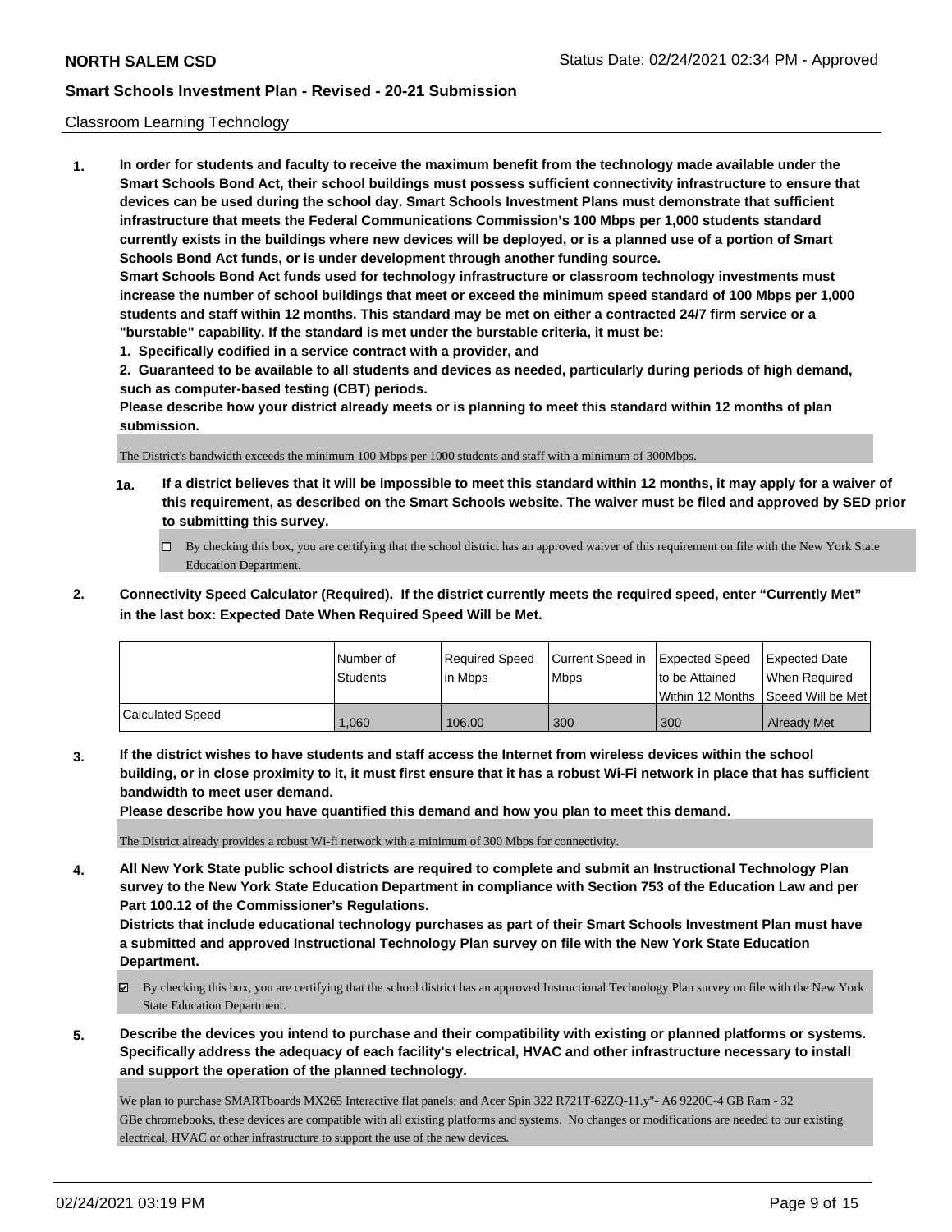Classroom Learning Technology

1. **In order for students and faculty to receive the maximum benefit from the technology made available under the Smart Schools Bond Act, their school buildings must possess sufficient connectivity infrastructure to ensure that devices can be used during the school day. Smart Schools Investment Plans must demonstrate that sufficient infrastructure that meets the Federal Communications Commission's 100 Mbps per 1,000 students standard currently exists in the buildings where new devices will be deployed, or is a planned use of a portion of Smart Schools Bond Act funds, or is under development through another funding source.**

   **Smart Schools Bond Act funds used for technology infrastructure or classroom technology investments must increase the number of school buildings that meet or exceed the minimum speed standard of 100 Mbps per 1,000 students and staff within 12 months. This standard may be met on either a contracted 24/7 firm service or a "burstable" capability. If the standard is met under the burstable criteria, it must be:**

   **1. Specifically codified in a service contract with a provider, and**

   **2. Guaranteed to be available to all students and devices as needed, particularly during periods of high demand, such as computer-based testing (CBT) periods.**

   **Please describe how your district already meets or is planning to meet this standard within 12 months of plan submission.**

   The District's bandwidth exceeds the minimum 100 Mbps per 1000 students and staff with a minimum of 300Mbps.

   **1a. If a district believes that it will be impossible to meet this standard within 12 months, it may apply for a waiver of this requirement, as described on the Smart Schools website. The waiver must be filed and approved by SED prior to submitting this survey.**

   ☐ By checking this box, you are certifying that the school district has an approved waiver of this requirement on file with the New York State Education Department.

2. **Connectivity Speed Calculator (Required). If the district currently meets the required speed, enter "Currently Met" in the last box: Expected Date When Required Speed Will be Met.**

| | Number of Students | Required Speed in Mbps | Current Speed in Mbps | Expected Speed to be Attained Within 12 Months | Expected Date When Required Speed Will be Met |
|---|---|---|---|---|---|
| Calculated Speed | 1,060 | 106.00 | 300 | 300 | Already Met |

3. **If the district wishes to have students and staff access the Internet from wireless devices within the school building, or in close proximity to it, it must first ensure that it has a robust Wi-Fi network in place that has sufficient bandwidth to meet user demand.**

   **Please describe how you have quantified this demand and how you plan to meet this demand.**

   The District already provides a robust Wi-fi network with a minimum of 300 Mbps for connectivity.

4. **All New York State public school districts are required to complete and submit an Instructional Technology Plan survey to the New York State Education Department in compliance with Section 753 of the Education Law and per Part 100.12 of the Commissioner's Regulations.**

   **Districts that include educational technology purchases as part of their Smart Schools Investment Plan must have a submitted and approved Instructional Technology Plan survey on file with the New York State Education Department.**

   ☑ By checking this box, you are certifying that the school district has an approved Instructional Technology Plan survey on file with the New York State Education Department.

5. **Describe the devices you intend to purchase and their compatibility with existing or planned platforms or systems. Specifically address the adequacy of each facility's electrical, HVAC and other infrastructure necessary to install and support the operation of the planned technology.**

   We plan to purchase SMARTboards MX265 Interactive flat panels; and Acer Spin 322 R721T-62ZQ-11.y"- A6 9220C-4 GB Ram - 32 GBe chromebooks, these devices are compatible with all existing platforms and systems. No changes or modifications are needed to our existing electrical, HVAC or other infrastructure to support the use of the new devices.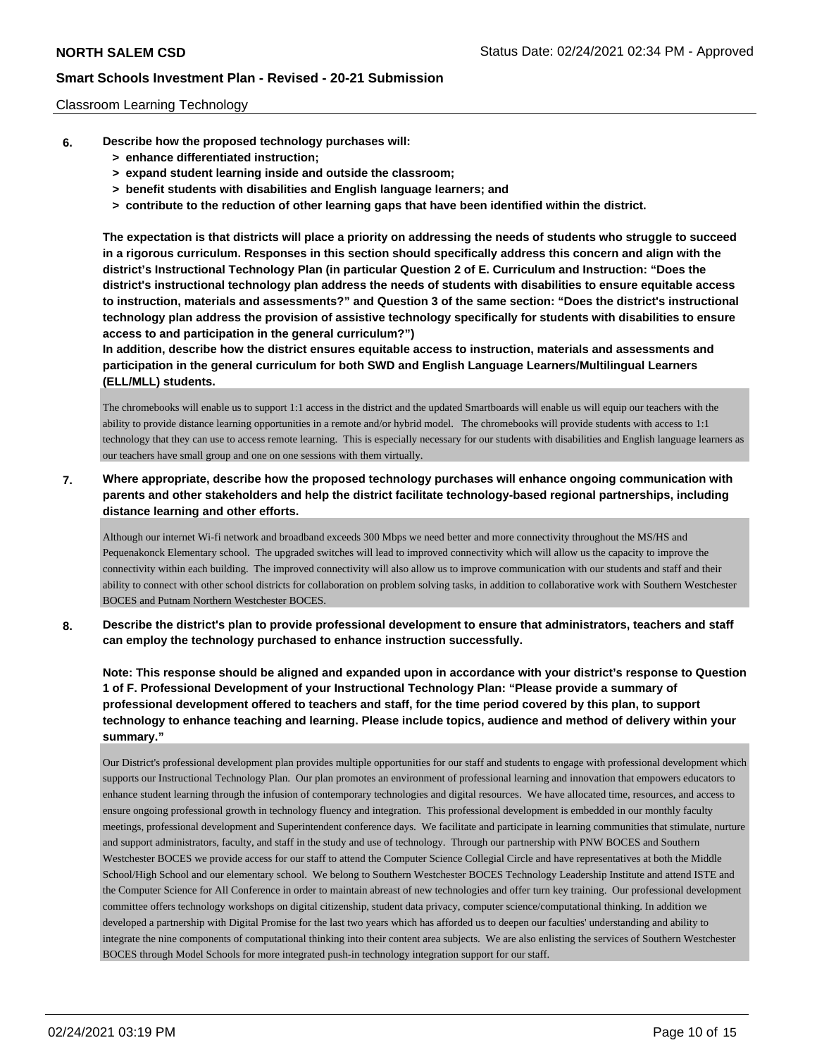Classroom Learning Technology

**6. Describe how the proposed technology purchases will:**
**> enhance differentiated instruction;**
**> expand student learning inside and outside the classroom;**
**> benefit students with disabilities and English language learners; and**
**> contribute to the reduction of other learning gaps that have been identified within the district.**

**The expectation is that districts will place a priority on addressing the needs of students who struggle to succeed in a rigorous curriculum. Responses in this section should specifically address this concern and align with the district's Instructional Technology Plan (in particular Question 2 of E. Curriculum and Instruction: "Does the district's instructional technology plan address the needs of students with disabilities to ensure equitable access to instruction, materials and assessments?" and Question 3 of the same section: "Does the district's instructional technology plan address the provision of assistive technology specifically for students with disabilities to ensure access to and participation in the general curriculum?")**
**In addition, describe how the district ensures equitable access to instruction, materials and assessments and participation in the general curriculum for both SWD and English Language Learners/Multilingual Learners (ELL/MLL) students.**

The chromebooks will enable us to support 1:1 access in the district and the updated Smartboards will enable us will equip our teachers with the ability to provide distance learning opportunities in a remote and/or hybrid model. The chromebooks will provide students with access to 1:1 technology that they can use to access remote learning. This is especially necessary for our students with disabilities and English language learners as our teachers have small group and one on one sessions with them virtually.

**7. Where appropriate, describe how the proposed technology purchases will enhance ongoing communication with parents and other stakeholders and help the district facilitate technology-based regional partnerships, including distance learning and other efforts.**

Although our internet Wi-fi network and broadband exceeds 300 Mbps we need better and more connectivity throughout the MS/HS and Pequenakonck Elementary school. The upgraded switches will lead to improved connectivity which will allow us the capacity to improve the connectivity within each building. The improved connectivity will also allow us to improve communication with our students and staff and their ability to connect with other school districts for collaboration on problem solving tasks, in addition to collaborative work with Southern Westchester BOCES and Putnam Northern Westchester BOCES.

**8. Describe the district's plan to provide professional development to ensure that administrators, teachers and staff can employ the technology purchased to enhance instruction successfully.**

**Note: This response should be aligned and expanded upon in accordance with your district's response to Question 1 of F. Professional Development of your Instructional Technology Plan: "Please provide a summary of professional development offered to teachers and staff, for the time period covered by this plan, to support technology to enhance teaching and learning. Please include topics, audience and method of delivery within your summary."**

Our District's professional development plan provides multiple opportunities for our staff and students to engage with professional development which supports our Instructional Technology Plan. Our plan promotes an environment of professional learning and innovation that empowers educators to enhance student learning through the infusion of contemporary technologies and digital resources. We have allocated time, resources, and access to ensure ongoing professional growth in technology fluency and integration. This professional development is embedded in our monthly faculty meetings, professional development and Superintendent conference days. We facilitate and participate in learning communities that stimulate, nurture and support administrators, faculty, and staff in the study and use of technology. Through our partnership with PNW BOCES and Southern Westchester BOCES we provide access for our staff to attend the Computer Science Collegial Circle and have representatives at both the Middle School/High School and our elementary school. We belong to Southern Westchester BOCES Technology Leadership Institute and attend ISTE and the Computer Science for All Conference in order to maintain abreast of new technologies and offer turn key training. Our professional development committee offers technology workshops on digital citizenship, student data privacy, computer science/computational thinking. In addition we developed a partnership with Digital Promise for the last two years which has afforded us to deepen our faculties' understanding and ability to integrate the nine components of computational thinking into their content area subjects. We are also enlisting the services of Southern Westchester BOCES through Model Schools for more integrated push-in technology integration support for our staff.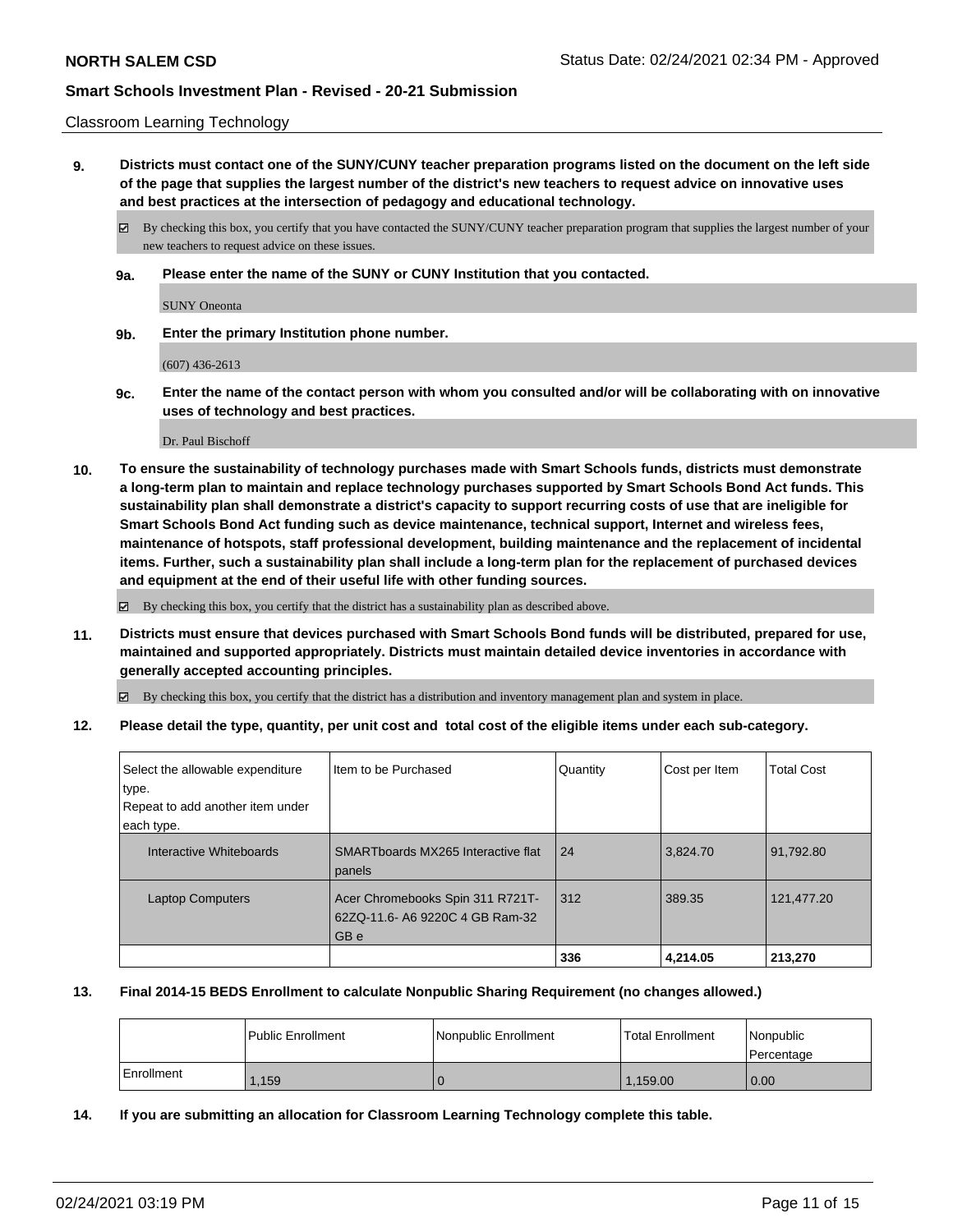Classroom Learning Technology

**9. Districts must contact one of the SUNY/CUNY teacher preparation programs listed on the document on the left side of the page that supplies the largest number of the district's new teachers to request advice on innovative uses and best practices at the intersection of pedagogy and educational technology.**

☑ By checking this box, you certify that you have contacted the SUNY/CUNY teacher preparation program that supplies the largest number of your new teachers to request advice on these issues.

**9a. Please enter the name of the SUNY or CUNY Institution that you contacted.**

SUNY Oneonta

**9b. Enter the primary Institution phone number.**

(607) 436-2613

**9c. Enter the name of the contact person with whom you consulted and/or will be collaborating with on innovative uses of technology and best practices.**

Dr. Paul Bischoff

**10. To ensure the sustainability of technology purchases made with Smart Schools funds, districts must demonstrate a long-term plan to maintain and replace technology purchases supported by Smart Schools Bond Act funds. This sustainability plan shall demonstrate a district's capacity to support recurring costs of use that are ineligible for Smart Schools Bond Act funding such as device maintenance, technical support, Internet and wireless fees, maintenance of hotspots, staff professional development, building maintenance and the replacement of incidental items. Further, such a sustainability plan shall include a long-term plan for the replacement of purchased devices and equipment at the end of their useful life with other funding sources.**

☑ By checking this box, you certify that the district has a sustainability plan as described above.

**11. Districts must ensure that devices purchased with Smart Schools Bond funds will be distributed, prepared for use, maintained and supported appropriately. Districts must maintain detailed device inventories in accordance with generally accepted accounting principles.**

☑ By checking this box, you certify that the district has a distribution and inventory management plan and system in place.

**12. Please detail the type, quantity, per unit cost and total cost of the eligible items under each sub-category.**

| Select the allowable expenditure type. Repeat to add another item under each type. | Item to be Purchased | Quantity | Cost per Item | Total Cost |
|---|---|---|---|---|
| Interactive Whiteboards | SMARTboards MX265 Interactive flat panels | 24 | 3,824.70 | 91,792.80 |
| Laptop Computers | Acer Chromebooks Spin 311 R721T-62ZQ-11.6- A6 9220C 4 GB Ram-32 GB e | 312 | 389.35 | 121,477.20 |
| | | **336** | **4,214.05** | **213,270** |

**13. Final 2014-15 BEDS Enrollment to calculate Nonpublic Sharing Requirement (no changes allowed.)**

| | Public Enrollment | Nonpublic Enrollment | Total Enrollment | Nonpublic Percentage |
|---|---|---|---|---|
| Enrollment | 1,159 | 0 | 1,159.00 | 0.00 |

**14. If you are submitting an allocation for Classroom Learning Technology complete this table.**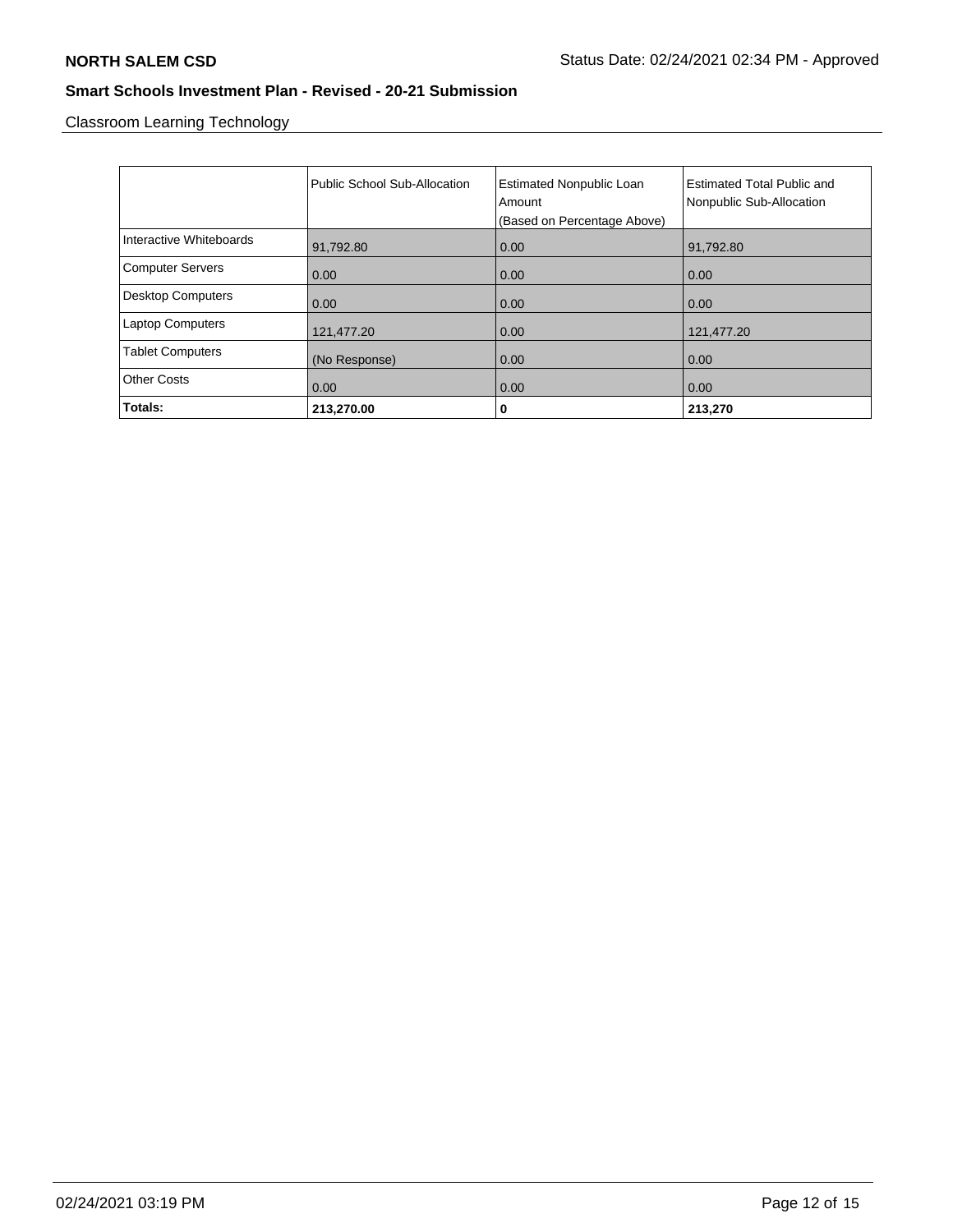Classroom Learning Technology

| | Public School Sub-Allocation | Estimated Nonpublic Loan Amount (Based on Percentage Above) | Estimated Total Public and Nonpublic Sub-Allocation |
|---|---|---|---|
| Interactive Whiteboards | 91,792.80 | 0.00 | 91,792.80 |
| Computer Servers | 0.00 | 0.00 | 0.00 |
| Desktop Computers | 0.00 | 0.00 | 0.00 |
| Laptop Computers | 121,477.20 | 0.00 | 121,477.20 |
| Tablet Computers | (No Response) | 0.00 | 0.00 |
| Other Costs | 0.00 | 0.00 | 0.00 |
| **Totals:** | **213,270.00** | **0** | **213,270** |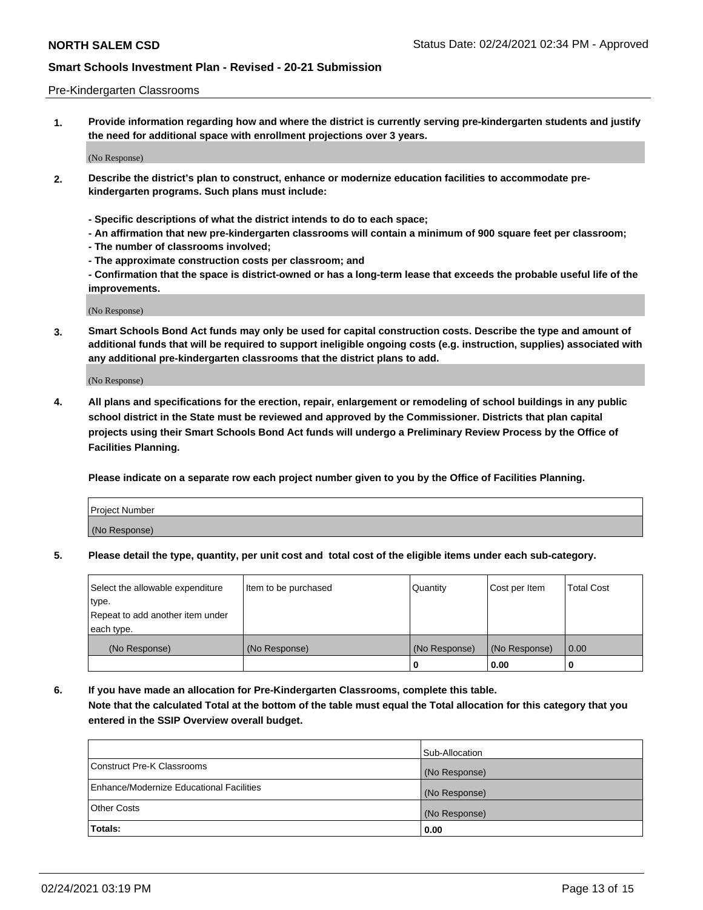Pre-Kindergarten Classrooms

**1. Provide information regarding how and where the district is currently serving pre-kindergarten students and justify the need for additional space with enrollment projections over 3 years.**

(No Response)

**2. Describe the district's plan to construct, enhance or modernize education facilities to accommodate pre-kindergarten programs. Such plans must include:**

**- Specific descriptions of what the district intends to do to each space;**
**- An affirmation that new pre-kindergarten classrooms will contain a minimum of 900 square feet per classroom;**
**- The number of classrooms involved;**
**- The approximate construction costs per classroom; and**
**- Confirmation that the space is district-owned or has a long-term lease that exceeds the probable useful life of the improvements.**

(No Response)

**3. Smart Schools Bond Act funds may only be used for capital construction costs. Describe the type and amount of additional funds that will be required to support ineligible ongoing costs (e.g. instruction, supplies) associated with any additional pre-kindergarten classrooms that the district plans to add.**

(No Response)

**4. All plans and specifications for the erection, repair, enlargement or remodeling of school buildings in any public school district in the State must be reviewed and approved by the Commissioner. Districts that plan capital projects using their Smart Schools Bond Act funds will undergo a Preliminary Review Process by the Office of Facilities Planning.**

**Please indicate on a separate row each project number given to you by the Office of Facilities Planning.**

| Project Number |
|---|
| (No Response) |

**5. Please detail the type, quantity, per unit cost and total cost of the eligible items under each sub-category.**

| Select the allowable expenditure type. Repeat to add another item under each type. | Item to be purchased | Quantity | Cost per Item | Total Cost |
|---|---|---|---|---|
| (No Response) | (No Response) | (No Response) | (No Response) | 0.00 |
| | | 0 | 0.00 | 0 |

**6. If you have made an allocation for Pre-Kindergarten Classrooms, complete this table.**
**Note that the calculated Total at the bottom of the table must equal the Total allocation for this category that you entered in the SSIP Overview overall budget.**

| | Sub-Allocation |
|---|---|
| Construct Pre-K Classrooms | (No Response) |
| Enhance/Modernize Educational Facilities | (No Response) |
| Other Costs | (No Response) |
| **Totals:** | **0.00** |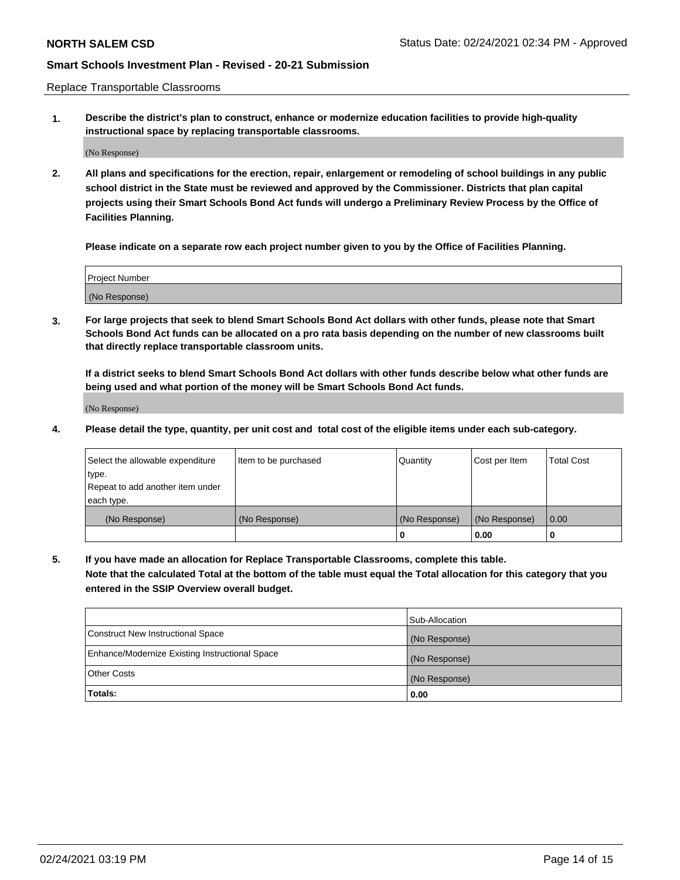Replace Transportable Classrooms

1. **Describe the district's plan to construct, enhance or modernize education facilities to provide high-quality instructional space by replacing transportable classrooms.**

(No Response)

2. **All plans and specifications for the erection, repair, enlargement or remodeling of school buildings in any public school district in the State must be reviewed and approved by the Commissioner. Districts that plan capital projects using their Smart Schools Bond Act funds will undergo a Preliminary Review Process by the Office of Facilities Planning.**

   **Please indicate on a separate row each project number given to you by the Office of Facilities Planning.**

| Project Number |
| --- |
| (No Response) |

3. **For large projects that seek to blend Smart Schools Bond Act dollars with other funds, please note that Smart Schools Bond Act funds can be allocated on a pro rata basis depending on the number of new classrooms built that directly replace transportable classroom units.**

   **If a district seeks to blend Smart Schools Bond Act dollars with other funds describe below what other funds are being used and what portion of the money will be Smart Schools Bond Act funds.**

(No Response)

4. **Please detail the type, quantity, per unit cost and total cost of the eligible items under each sub-category.**

| Select the allowable expenditure type. Repeat to add another item under each type. | Item to be purchased | Quantity | Cost per Item | Total Cost |
| --- | --- | --- | --- | --- |
| (No Response) | (No Response) | (No Response) | (No Response) | 0.00 |
| | | **0** | **0.00** | **0** |

5. **If you have made an allocation for Replace Transportable Classrooms, complete this table. Note that the calculated Total at the bottom of the table must equal the Total allocation for this category that you entered in the SSIP Overview overall budget.**

| | Sub-Allocation |
| --- | --- |
| Construct New Instructional Space | (No Response) |
| Enhance/Modernize Existing Instructional Space | (No Response) |
| Other Costs | (No Response) |
| **Totals:** | **0.00** |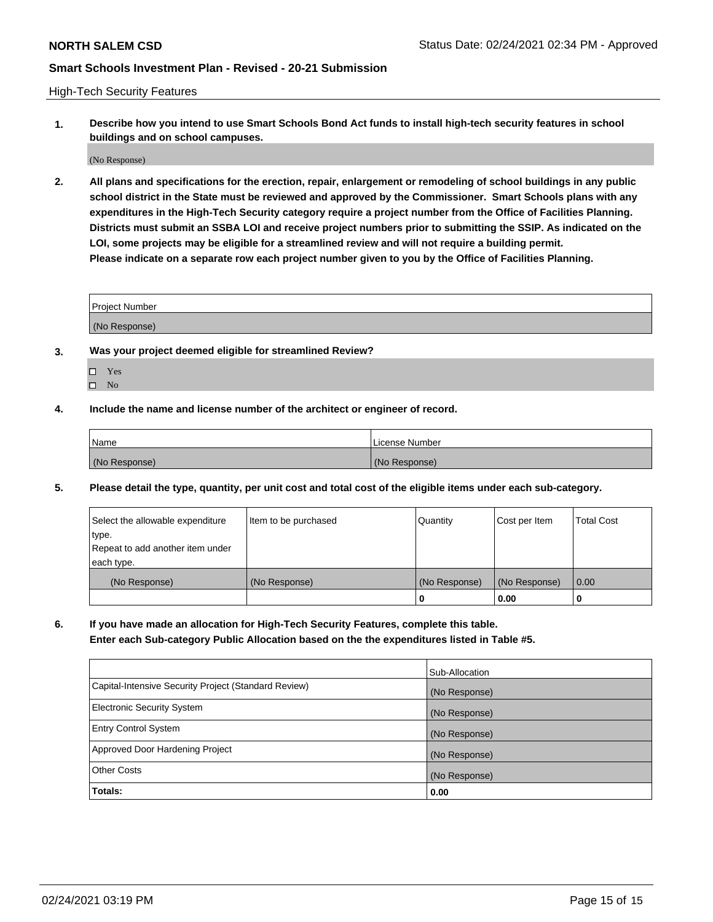High-Tech Security Features

**1. Describe how you intend to use Smart Schools Bond Act funds to install high-tech security features in school buildings and on school campuses.**

(No Response)

**2. All plans and specifications for the erection, repair, enlargement or remodeling of school buildings in any public school district in the State must be reviewed and approved by the Commissioner. Smart Schools plans with any expenditures in the High-Tech Security category require a project number from the Office of Facilities Planning. Districts must submit an SSBA LOI and receive project numbers prior to submitting the SSIP. As indicated on the LOI, some projects may be eligible for a streamlined review and will not require a building permit. Please indicate on a separate row each project number given to you by the Office of Facilities Planning.**

| Project Number |
|---|
| (No Response) |

**3. Was your project deemed eligible for streamlined Review?**

☐ Yes
☐ No

**4. Include the name and license number of the architect or engineer of record.**

| Name | License Number |
|---|---|
| (No Response) | (No Response) |

**5. Please detail the type, quantity, per unit cost and total cost of the eligible items under each sub-category.**

| Select the allowable expenditure type. Repeat to add another item under each type. | Item to be purchased | Quantity | Cost per Item | Total Cost |
|---|---|---|---|---|
| (No Response) | (No Response) | (No Response) | (No Response) | 0.00 |
| | | 0 | 0.00 | 0 |

**6. If you have made an allocation for High-Tech Security Features, complete this table. Enter each Sub-category Public Allocation based on the the expenditures listed in Table #5.**

| | Sub-Allocation |
|---|---|
| Capital-Intensive Security Project (Standard Review) | (No Response) |
| Electronic Security System | (No Response) |
| Entry Control System | (No Response) |
| Approved Door Hardening Project | (No Response) |
| Other Costs | (No Response) |
| **Totals:** | **0.00** |